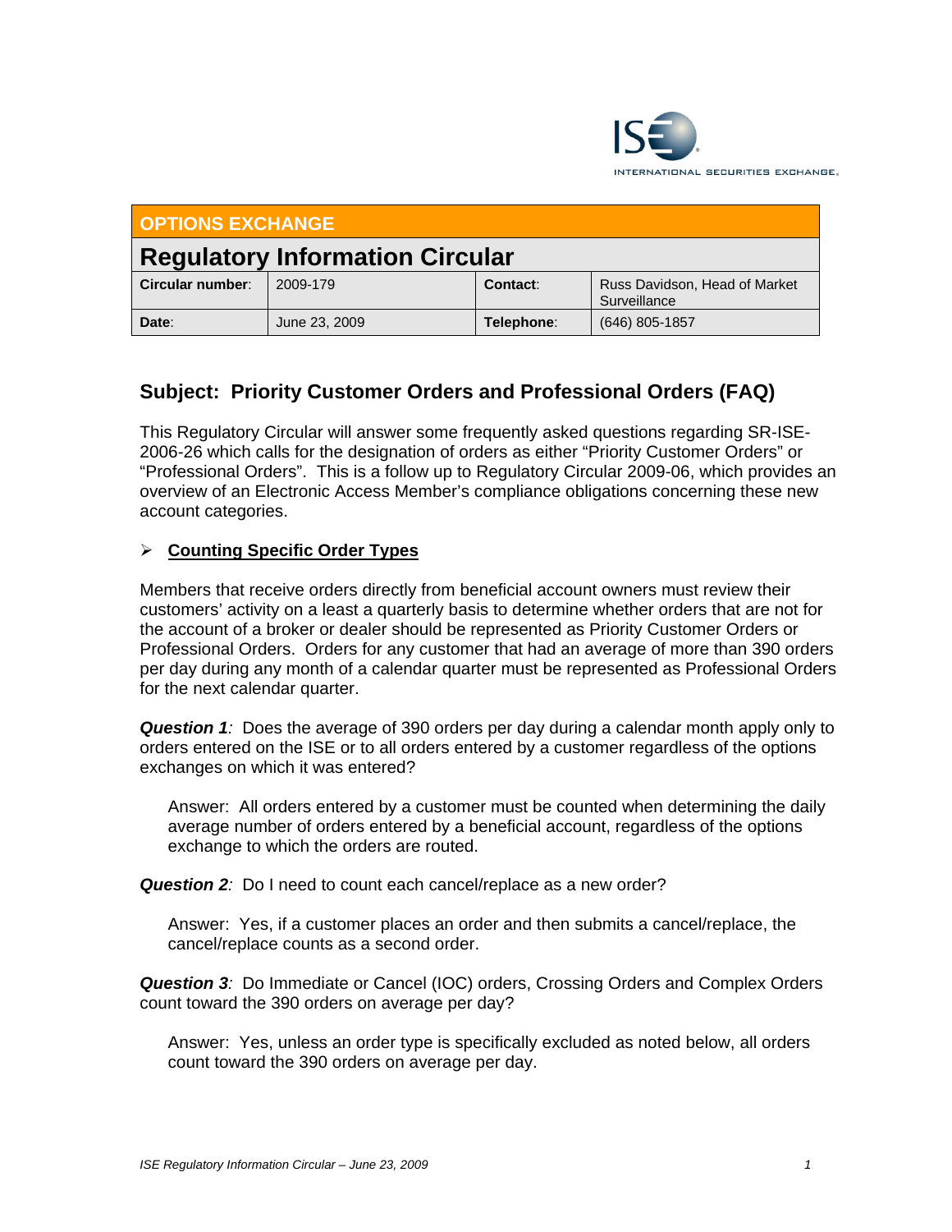ISE INTERNATIONAL SECURITIES EXCHANGE

| **OPTIONS EXCHANGE** | | | |
|---|---|---|---|
| **Regulatory Information Circular** | | | |
| **Circular number**: | 2009-179 | **Contact**: | Russ Davidson, Head of Market Surveillance |
| **Date**: | June 23, 2009 | **Telephone**: | (646) 805-1857 |

## Subject: Priority Customer Orders and Professional Orders (FAQ)

This Regulatory Circular will answer some frequently asked questions regarding SR-ISE-2006-26 which calls for the designation of orders as either "Priority Customer Orders" or "Professional Orders". This is a follow up to Regulatory Circular 2009-06, which provides an overview of an Electronic Access Member's compliance obligations concerning these new account categories.

- **Counting Specific Order Types**

Members that receive orders directly from beneficial account owners must review their customers' activity on a least a quarterly basis to determine whether orders that are not for the account of a broker or dealer should be represented as Priority Customer Orders or Professional Orders. Orders for any customer that had an average of more than 390 orders per day during any month of a calendar quarter must be represented as Professional Orders for the next calendar quarter.

***Question 1****:* Does the average of 390 orders per day during a calendar month apply only to orders entered on the ISE or to all orders entered by a customer regardless of the options exchanges on which it was entered?

> Answer: All orders entered by a customer must be counted when determining the daily average number of orders entered by a beneficial account, regardless of the options exchange to which the orders are routed.

***Question 2****:* Do I need to count each cancel/replace as a new order?

> Answer: Yes, if a customer places an order and then submits a cancel/replace, the cancel/replace counts as a second order.

***Question 3****:* Do Immediate or Cancel (IOC) orders, Crossing Orders and Complex Orders count toward the 390 orders on average per day?

> Answer: Yes, unless an order type is specifically excluded as noted below, all orders count toward the 390 orders on average per day.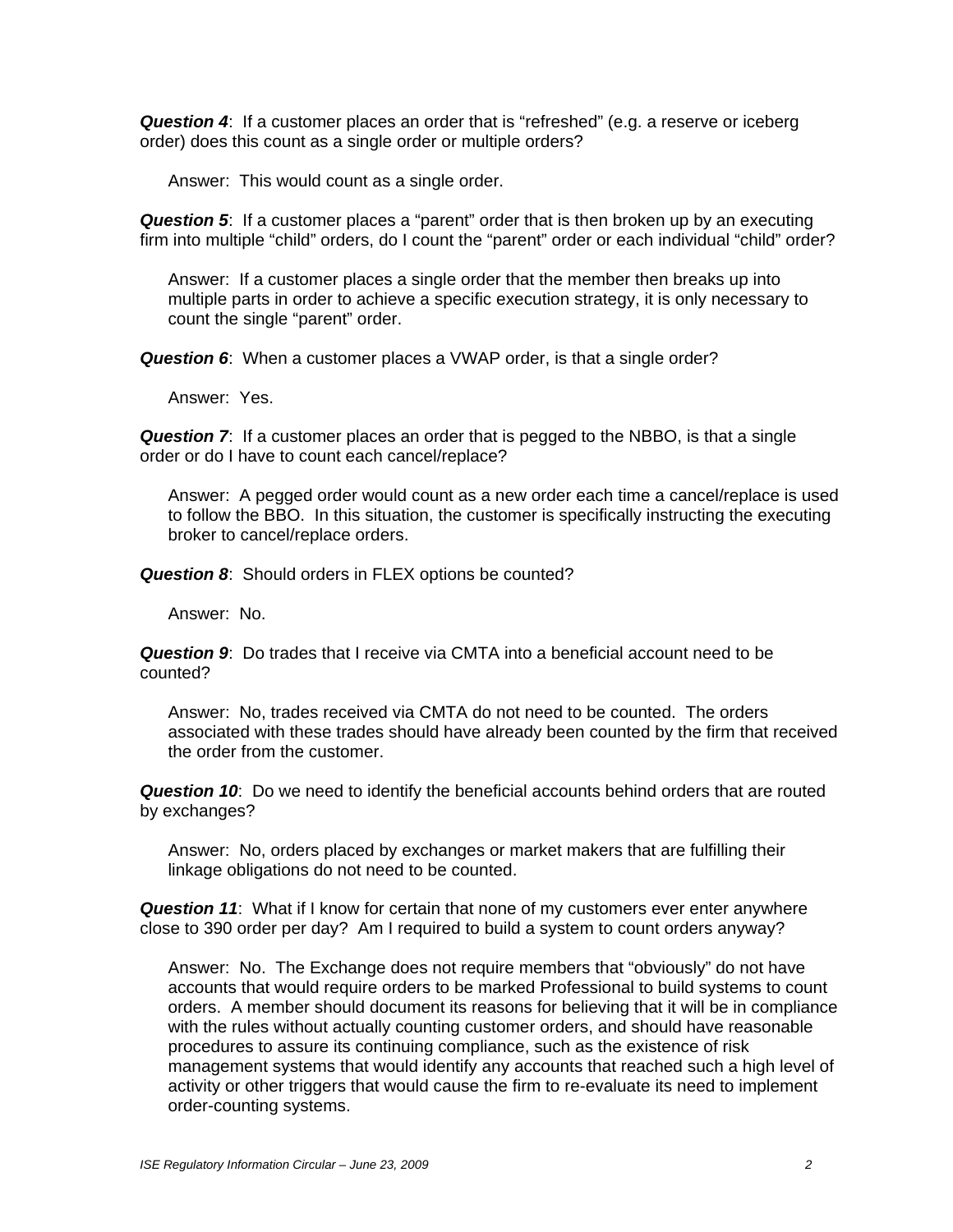***Question 4***: If a customer places an order that is "refreshed" (e.g. a reserve or iceberg order) does this count as a single order or multiple orders?

Answer: This would count as a single order.

***Question 5***: If a customer places a "parent" order that is then broken up by an executing firm into multiple "child" orders, do I count the "parent" order or each individual "child" order?

Answer: If a customer places a single order that the member then breaks up into multiple parts in order to achieve a specific execution strategy, it is only necessary to count the single "parent" order.

***Question 6***: When a customer places a VWAP order, is that a single order?

Answer: Yes.

***Question 7***: If a customer places an order that is pegged to the NBBO, is that a single order or do I have to count each cancel/replace?

Answer: A pegged order would count as a new order each time a cancel/replace is used to follow the BBO. In this situation, the customer is specifically instructing the executing broker to cancel/replace orders.

***Question 8***: Should orders in FLEX options be counted?

Answer: No.

***Question 9***: Do trades that I receive via CMTA into a beneficial account need to be counted?

Answer: No, trades received via CMTA do not need to be counted. The orders associated with these trades should have already been counted by the firm that received the order from the customer.

***Question 10***: Do we need to identify the beneficial accounts behind orders that are routed by exchanges?

Answer: No, orders placed by exchanges or market makers that are fulfilling their linkage obligations do not need to be counted.

***Question 11***: What if I know for certain that none of my customers ever enter anywhere close to 390 order per day? Am I required to build a system to count orders anyway?

Answer: No. The Exchange does not require members that "obviously" do not have accounts that would require orders to be marked Professional to build systems to count orders. A member should document its reasons for believing that it will be in compliance with the rules without actually counting customer orders, and should have reasonable procedures to assure its continuing compliance, such as the existence of risk management systems that would identify any accounts that reached such a high level of activity or other triggers that would cause the firm to re-evaluate its need to implement order-counting systems.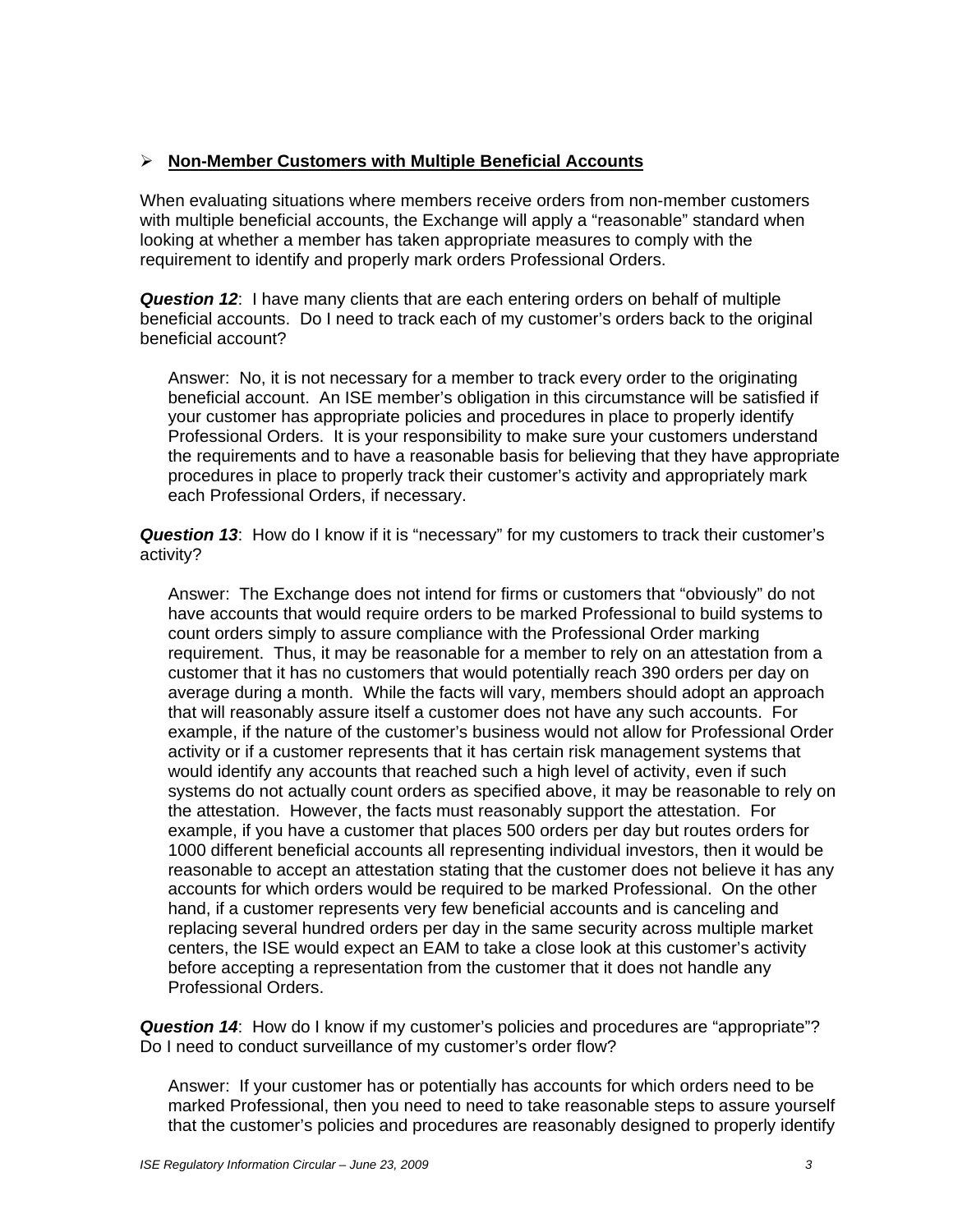- **Non-Member Customers with Multiple Beneficial Accounts**

When evaluating situations where members receive orders from non-member customers with multiple beneficial accounts, the Exchange will apply a "reasonable" standard when looking at whether a member has taken appropriate measures to comply with the requirement to identify and properly mark orders Professional Orders.

***Question 12***: I have many clients that are each entering orders on behalf of multiple beneficial accounts. Do I need to track each of my customer's orders back to the original beneficial account?

> Answer: No, it is not necessary for a member to track every order to the originating beneficial account. An ISE member's obligation in this circumstance will be satisfied if your customer has appropriate policies and procedures in place to properly identify Professional Orders. It is your responsibility to make sure your customers understand the requirements and to have a reasonable basis for believing that they have appropriate procedures in place to properly track their customer's activity and appropriately mark each Professional Orders, if necessary.

***Question 13***: How do I know if it is "necessary" for my customers to track their customer's activity?

> Answer: The Exchange does not intend for firms or customers that "obviously" do not have accounts that would require orders to be marked Professional to build systems to count orders simply to assure compliance with the Professional Order marking requirement. Thus, it may be reasonable for a member to rely on an attestation from a customer that it has no customers that would potentially reach 390 orders per day on average during a month. While the facts will vary, members should adopt an approach that will reasonably assure itself a customer does not have any such accounts. For example, if the nature of the customer's business would not allow for Professional Order activity or if a customer represents that it has certain risk management systems that would identify any accounts that reached such a high level of activity, even if such systems do not actually count orders as specified above, it may be reasonable to rely on the attestation. However, the facts must reasonably support the attestation. For example, if you have a customer that places 500 orders per day but routes orders for 1000 different beneficial accounts all representing individual investors, then it would be reasonable to accept an attestation stating that the customer does not believe it has any accounts for which orders would be required to be marked Professional. On the other hand, if a customer represents very few beneficial accounts and is canceling and replacing several hundred orders per day in the same security across multiple market centers, the ISE would expect an EAM to take a close look at this customer's activity before accepting a representation from the customer that it does not handle any Professional Orders.

***Question 14***: How do I know if my customer's policies and procedures are "appropriate"? Do I need to conduct surveillance of my customer's order flow?

> Answer: If your customer has or potentially has accounts for which orders need to be marked Professional, then you need to need to take reasonable steps to assure yourself that the customer's policies and procedures are reasonably designed to properly identify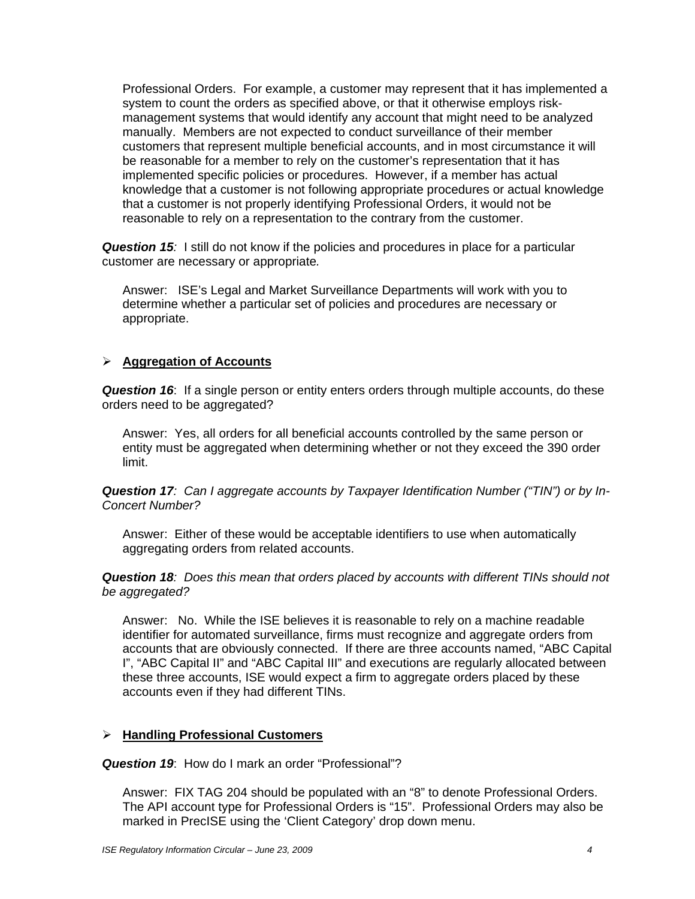Professional Orders. For example, a customer may represent that it has implemented a system to count the orders as specified above, or that it otherwise employs risk-management systems that would identify any account that might need to be analyzed manually. Members are not expected to conduct surveillance of their member customers that represent multiple beneficial accounts, and in most circumstance it will be reasonable for a member to rely on the customer's representation that it has implemented specific policies or procedures. However, if a member has actual knowledge that a customer is not following appropriate procedures or actual knowledge that a customer is not properly identifying Professional Orders, it would not be reasonable to rely on a representation to the contrary from the customer.

***Question 15****:* I still do not know if the policies and procedures in place for a particular customer are necessary or appropriate*.*

Answer: ISE's Legal and Market Surveillance Departments will work with you to determine whether a particular set of policies and procedures are necessary or appropriate.

- **Aggregation of Accounts**

***Question 16***: If a single person or entity enters orders through multiple accounts, do these orders need to be aggregated?

Answer: Yes, all orders for all beneficial accounts controlled by the same person or entity must be aggregated when determining whether or not they exceed the 390 order limit.

***Question 17****: Can I aggregate accounts by Taxpayer Identification Number ("TIN") or by In-Concert Number?*

Answer: Either of these would be acceptable identifiers to use when automatically aggregating orders from related accounts.

***Question 18****: Does this mean that orders placed by accounts with different TINs should not be aggregated?*

Answer: No. While the ISE believes it is reasonable to rely on a machine readable identifier for automated surveillance, firms must recognize and aggregate orders from accounts that are obviously connected. If there are three accounts named, "ABC Capital I", "ABC Capital II" and "ABC Capital III" and executions are regularly allocated between these three accounts, ISE would expect a firm to aggregate orders placed by these accounts even if they had different TINs.

- **Handling Professional Customers**

***Question 19***: How do I mark an order "Professional"?

Answer: FIX TAG 204 should be populated with an "8" to denote Professional Orders. The API account type for Professional Orders is "15". Professional Orders may also be marked in PrecISE using the 'Client Category' drop down menu.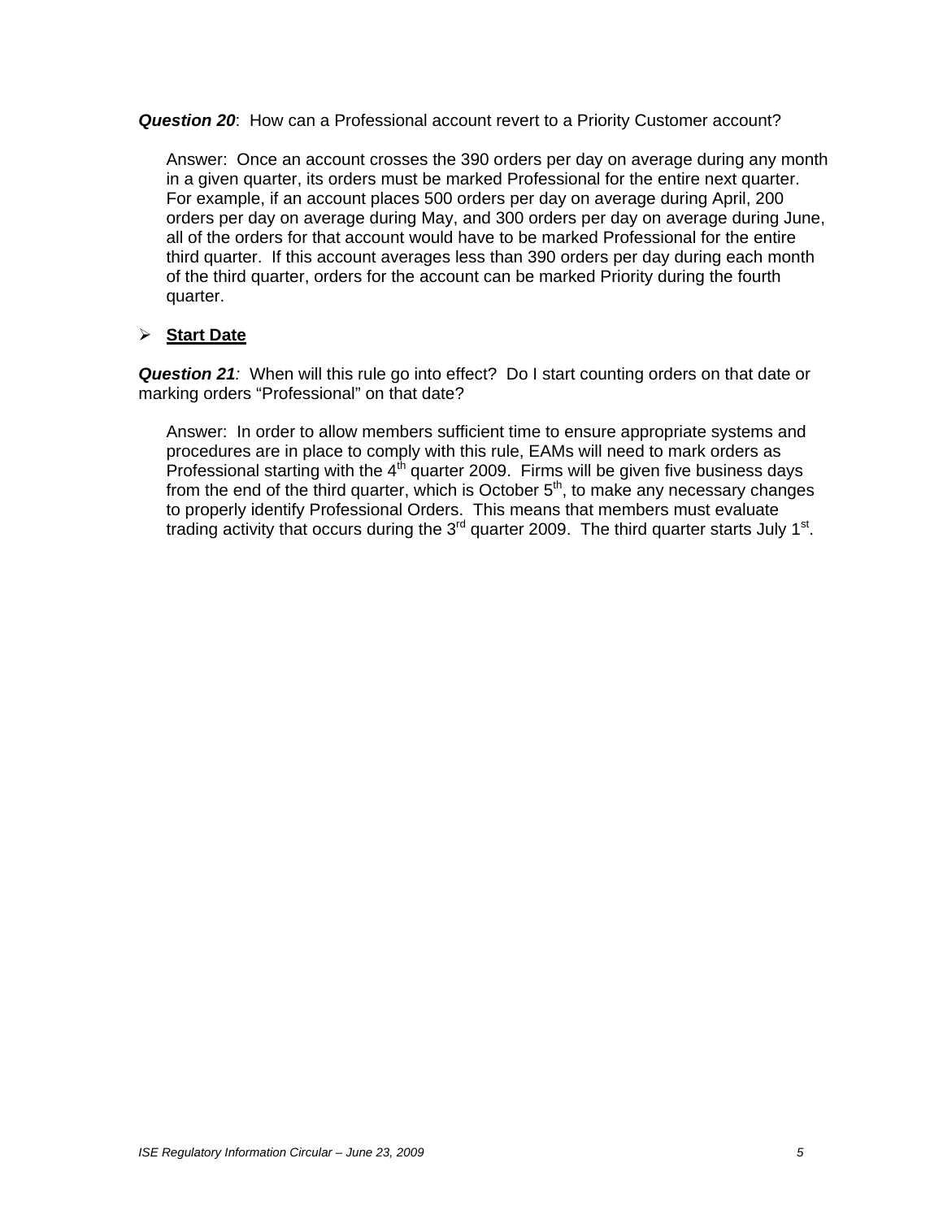***Question 20***: How can a Professional account revert to a Priority Customer account?

Answer: Once an account crosses the 390 orders per day on average during any month in a given quarter, its orders must be marked Professional for the entire next quarter. For example, if an account places 500 orders per day on average during April, 200 orders per day on average during May, and 300 orders per day on average during June, all of the orders for that account would have to be marked Professional for the entire third quarter. If this account averages less than 390 orders per day during each month of the third quarter, orders for the account can be marked Priority during the fourth quarter.

- **<u>Start Date</u>**

***Question 21****:* When will this rule go into effect? Do I start counting orders on that date or marking orders "Professional" on that date?

Answer: In order to allow members sufficient time to ensure appropriate systems and procedures are in place to comply with this rule, EAMs will need to mark orders as Professional starting with the 4th quarter 2009. Firms will be given five business days from the end of the third quarter, which is October 5th, to make any necessary changes to properly identify Professional Orders. This means that members must evaluate trading activity that occurs during the 3rd quarter 2009. The third quarter starts July 1st.